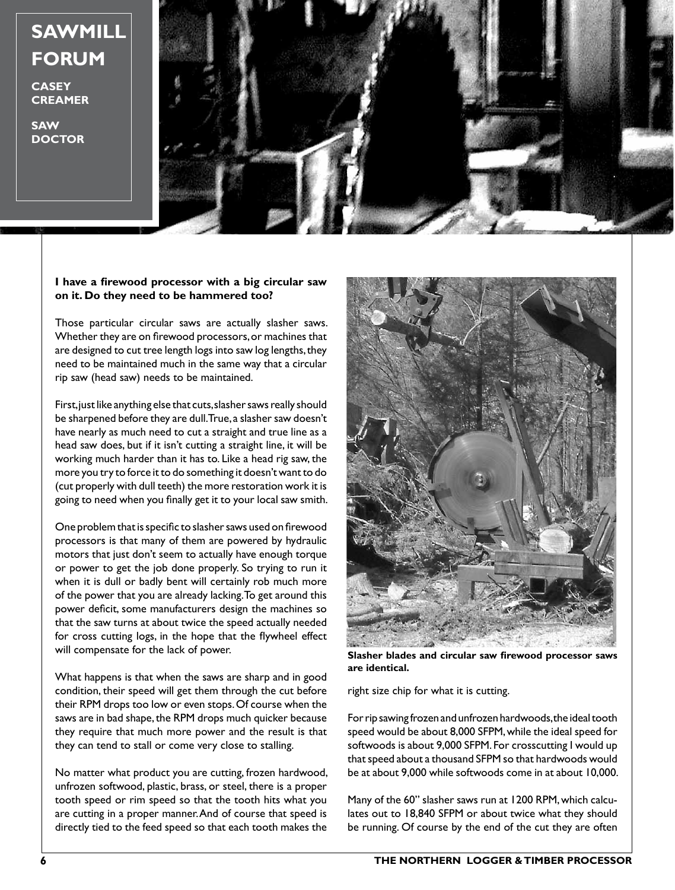# SAWMILL FORUM

**CASEY CREAMER**

**SAW DOCTOR**

**I have a firewood processor with a big circular saw on it. Do they need to be hammered too?**

Those particular circular saws are actually slasher saws. Whether they are on firewood processors, or machines that are designed to cut tree length logs into saw log lengths, they need to be maintained much in the same way that a circular rip saw (head saw) needs to be maintained.

First, just like anything else that cuts, slasher saws really should be sharpened before they are dull. True, a slasher saw doesn't have nearly as much need to cut a straight and true line as a head saw does, but if it isn't cutting a straight line, it will be working much harder than it has to. Like a head rig saw, the more you try to force it to do something it doesn't want to do (cut properly with dull teeth) the more restoration work it is going to need when you finally get it to your local saw smith.

One problem that is specific to slasher saws used on firewood processors is that many of them are powered by hydraulic motors that just don't seem to actually have enough torque or power to get the job done properly. So trying to run it when it is dull or badly bent will certainly rob much more of the power that you are already lacking. To get around this power deficit, some manufacturers design the machines so that the saw turns at about twice the speed actually needed for cross cutting logs, in the hope that the flywheel effect will compensate for the lack of power.

What happens is that when the saws are sharp and in good condition, their speed will get them through the cut before their RPM drops too low or even stops. Of course when the saws are in bad shape, the RPM drops much quicker because they require that much more power and the result is that they can tend to stall or come very close to stalling.

No matter what product you are cutting, frozen hardwood, unfrozen softwood, plastic, brass, or steel, there is a proper tooth speed or rim speed so that the tooth hits what you are cutting in a proper manner. And of course that speed is directly tied to the feed speed so that each tooth makes the right size chip for what it is cutting.

**Slasher blades and circular saw firewood processor saws are identical.**

For rip sawing frozen and unfrozen hardwoods, the ideal tooth speed would be about 8,000 SFPM, while the ideal speed for softwoods is about 9,000 SFPM. For crosscutting I would up that speed about a thousand SFPM so that hardwoods would be at about 9,000 while softwoods come in at about 10,000.

Many of the 60" slasher saws run at 1200 RPM, which calculates out to 18,840 SFPM or about twice what they should be running. Of course by the end of the cut they are often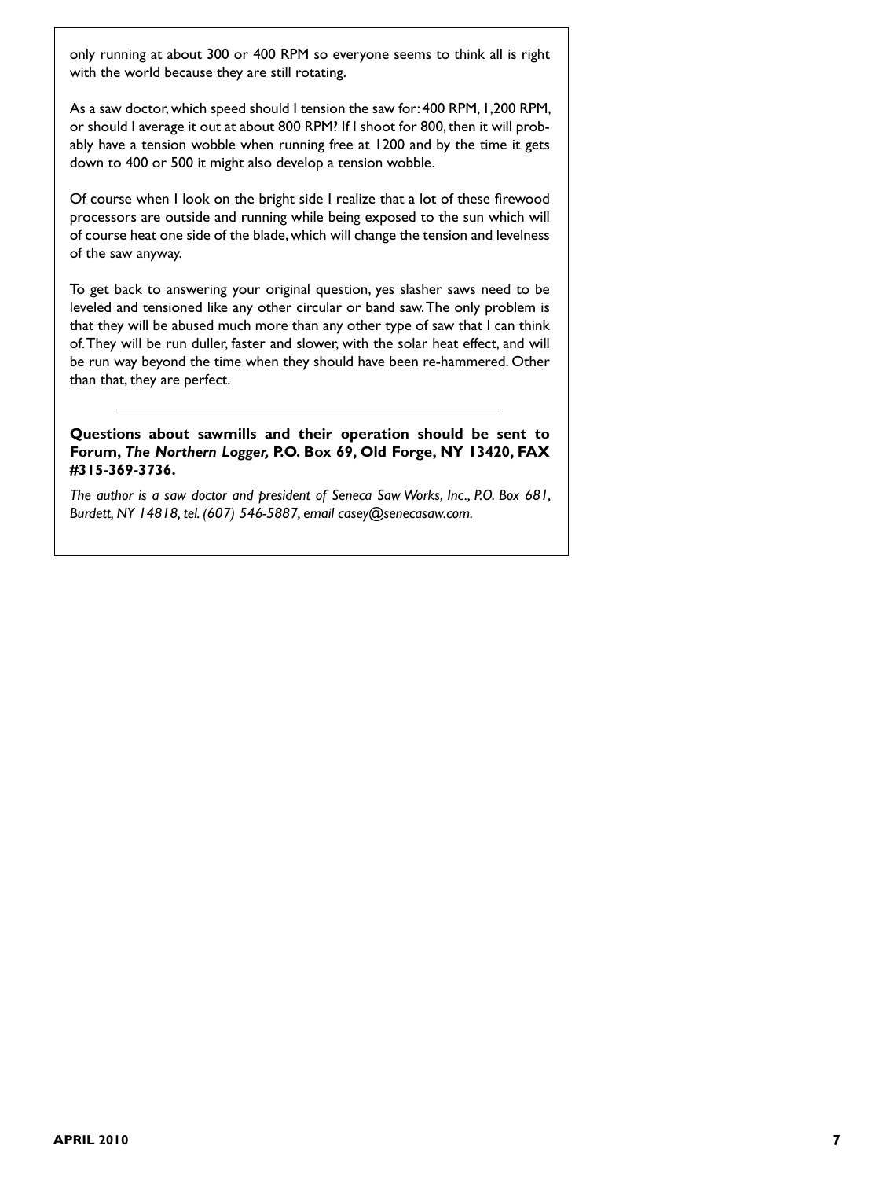only running at about 300 or 400 RPM so everyone seems to think all is right with the world because they are still rotating.

As a saw doctor, which speed should I tension the saw for: 400 RPM, 1,200 RPM, or should I average it out at about 800 RPM? If I shoot for 800, then it will probably have a tension wobble when running free at 1200 and by the time it gets down to 400 or 500 it might also develop a tension wobble.

Of course when I look on the bright side I realize that a lot of these firewood processors are outside and running while being exposed to the sun which will of course heat one side of the blade, which will change the tension and levelness of the saw anyway.

To get back to answering your original question, yes slasher saws need to be leveled and tensioned like any other circular or band saw. The only problem is that they will be abused much more than any other type of saw that I can think of. They will be run duller, faster and slower, with the solar heat effect, and will be run way beyond the time when they should have been re-hammered. Other than that, they are perfect.

---

**Questions about sawmills and their operation should be sent to Forum, *The Northern Logger,* P.O. Box 69, Old Forge, NY 13420, FAX #315-369-3736.**

*The author is a saw doctor and president of Seneca Saw Works, Inc., P.O. Box 681, Burdett, NY 14818, tel. (607) 546-5887, email casey@senecasaw.com.*